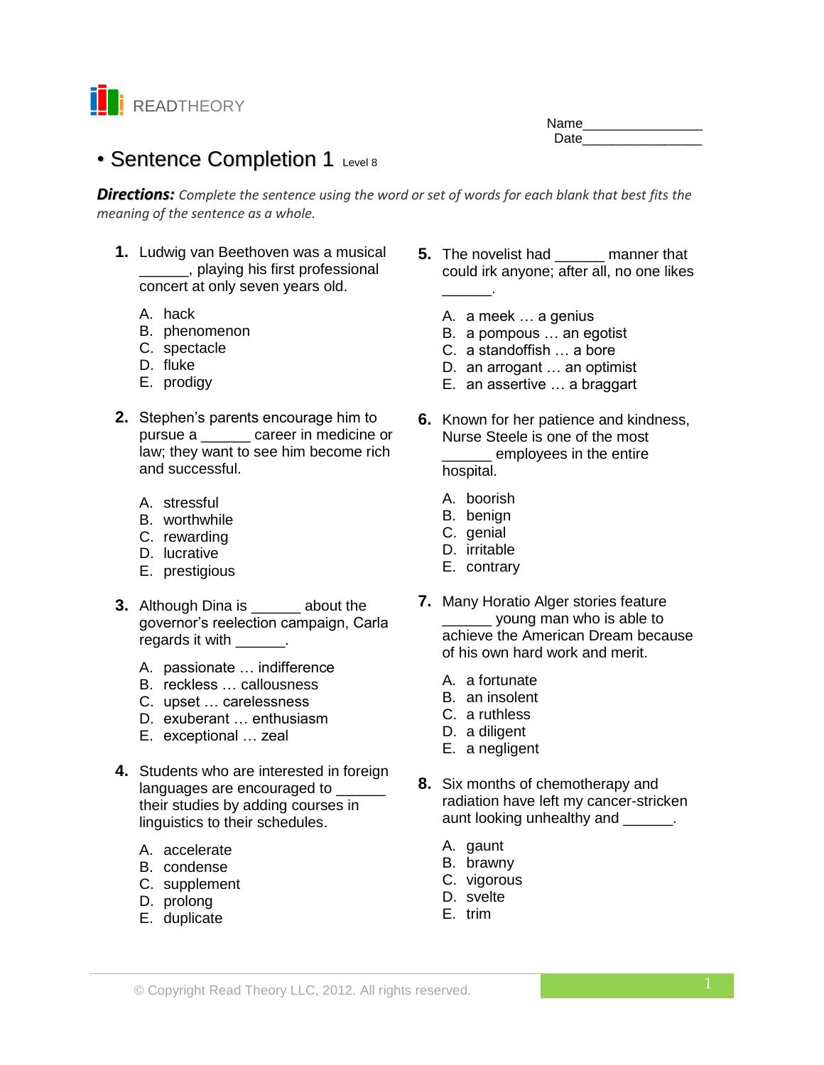READTHEORY

Name________________
Date________________

# • Sentence Completion 1 Level 8

***Directions:*** *Complete the sentence using the word or set of words for each blank that best fits the meaning of the sentence as a whole.*

**1.** Ludwig van Beethoven was a musical ______, playing his first professional concert at only seven years old.

A. hack
B. phenomenon
C. spectacle
D. fluke
E. prodigy

**2.** Stephen's parents encourage him to pursue a ______ career in medicine or law; they want to see him become rich and successful.

A. stressful
B. worthwhile
C. rewarding
D. lucrative
E. prestigious

**3.** Although Dina is ______ about the governor's reelection campaign, Carla regards it with ______.

A. passionate … indifference
B. reckless … callousness
C. upset … carelessness
D. exuberant … enthusiasm
E. exceptional … zeal

**4.** Students who are interested in foreign languages are encouraged to ______ their studies by adding courses in linguistics to their schedules.

A. accelerate
B. condense
C. supplement
D. prolong
E. duplicate

**5.** The novelist had ______ manner that could irk anyone; after all, no one likes ______.

A. a meek … a genius
B. a pompous … an egotist
C. a standoffish … a bore
D. an arrogant … an optimist
E. an assertive … a braggart

**6.** Known for her patience and kindness, Nurse Steele is one of the most ______ employees in the entire hospital.

A. boorish
B. benign
C. genial
D. irritable
E. contrary

**7.** Many Horatio Alger stories feature ______ young man who is able to achieve the American Dream because of his own hard work and merit.

A. a fortunate
B. an insolent
C. a ruthless
D. a diligent
E. a negligent

**8.** Six months of chemotherapy and radiation have left my cancer-stricken aunt looking unhealthy and ______.

A. gaunt
B. brawny
C. vigorous
D. svelte
E. trim

© Copyright Read Theory LLC, 2012. All rights reserved.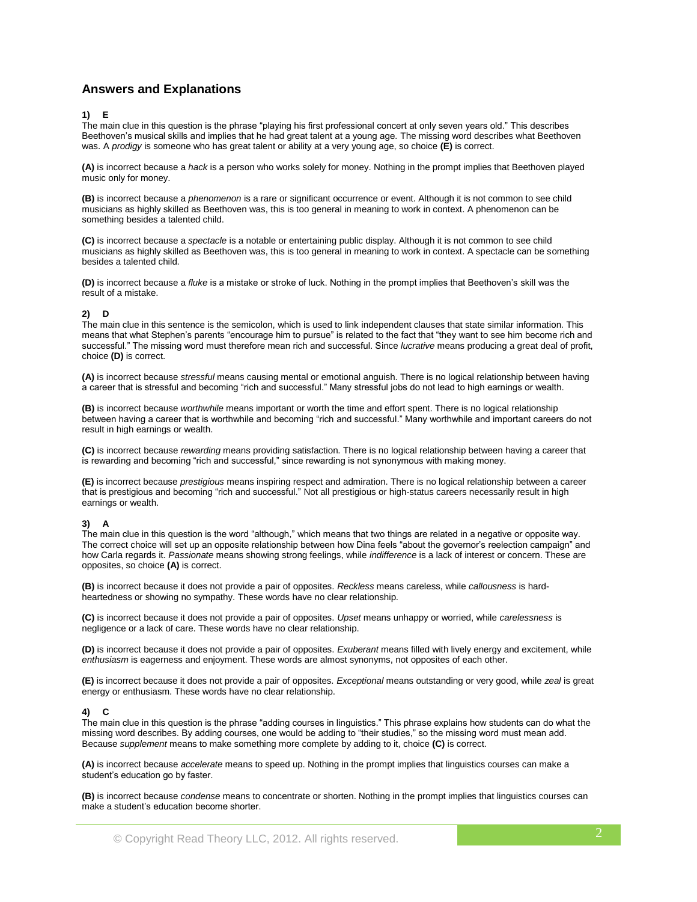## Answers and Explanations

**1) E**

The main clue in this question is the phrase "playing his first professional concert at only seven years old." This describes Beethoven's musical skills and implies that he had great talent at a young age. The missing word describes what Beethoven was. A *prodigy* is someone who has great talent or ability at a very young age, so choice **(E)** is correct.

**(A)** is incorrect because a *hack* is a person who works solely for money. Nothing in the prompt implies that Beethoven played music only for money.

**(B)** is incorrect because a *phenomenon* is a rare or significant occurrence or event. Although it is not common to see child musicians as highly skilled as Beethoven was, this is too general in meaning to work in context. A phenomenon can be something besides a talented child.

**(C)** is incorrect because a *spectacle* is a notable or entertaining public display. Although it is not common to see child musicians as highly skilled as Beethoven was, this is too general in meaning to work in context. A spectacle can be something besides a talented child.

**(D)** is incorrect because a *fluke* is a mistake or stroke of luck. Nothing in the prompt implies that Beethoven's skill was the result of a mistake.

**2) D**

The main clue in this sentence is the semicolon, which is used to link independent clauses that state similar information. This means that what Stephen's parents "encourage him to pursue" is related to the fact that "they want to see him become rich and successful." The missing word must therefore mean rich and successful. Since *lucrative* means producing a great deal of profit, choice **(D)** is correct.

**(A)** is incorrect because *stressful* means causing mental or emotional anguish. There is no logical relationship between having a career that is stressful and becoming "rich and successful." Many stressful jobs do not lead to high earnings or wealth.

**(B)** is incorrect because *worthwhile* means important or worth the time and effort spent. There is no logical relationship between having a career that is worthwhile and becoming "rich and successful." Many worthwhile and important careers do not result in high earnings or wealth.

**(C)** is incorrect because *rewarding* means providing satisfaction. There is no logical relationship between having a career that is rewarding and becoming "rich and successful," since rewarding is not synonymous with making money.

**(E)** is incorrect because *prestigious* means inspiring respect and admiration. There is no logical relationship between a career that is prestigious and becoming "rich and successful." Not all prestigious or high-status careers necessarily result in high earnings or wealth.

**3) A**

The main clue in this question is the word "although," which means that two things are related in a negative or opposite way. The correct choice will set up an opposite relationship between how Dina feels "about the governor's reelection campaign" and how Carla regards it. *Passionate* means showing strong feelings, while *indifference* is a lack of interest or concern. These are opposites, so choice **(A)** is correct.

**(B)** is incorrect because it does not provide a pair of opposites. *Reckless* means careless, while *callousness* is hard-heartedness or showing no sympathy. These words have no clear relationship.

**(C)** is incorrect because it does not provide a pair of opposites. *Upset* means unhappy or worried, while *carelessness* is negligence or a lack of care. These words have no clear relationship.

**(D)** is incorrect because it does not provide a pair of opposites. *Exuberant* means filled with lively energy and excitement, while *enthusiasm* is eagerness and enjoyment. These words are almost synonyms, not opposites of each other.

**(E)** is incorrect because it does not provide a pair of opposites. *Exceptional* means outstanding or very good, while *zeal* is great energy or enthusiasm. These words have no clear relationship.

**4) C**

The main clue in this question is the phrase "adding courses in linguistics." This phrase explains how students can do what the missing word describes. By adding courses, one would be adding to "their studies," so the missing word must mean add. Because *supplement* means to make something more complete by adding to it, choice **(C)** is correct.

**(A)** is incorrect because *accelerate* means to speed up. Nothing in the prompt implies that linguistics courses can make a student's education go by faster.

**(B)** is incorrect because *condense* means to concentrate or shorten. Nothing in the prompt implies that linguistics courses can make a student's education become shorter.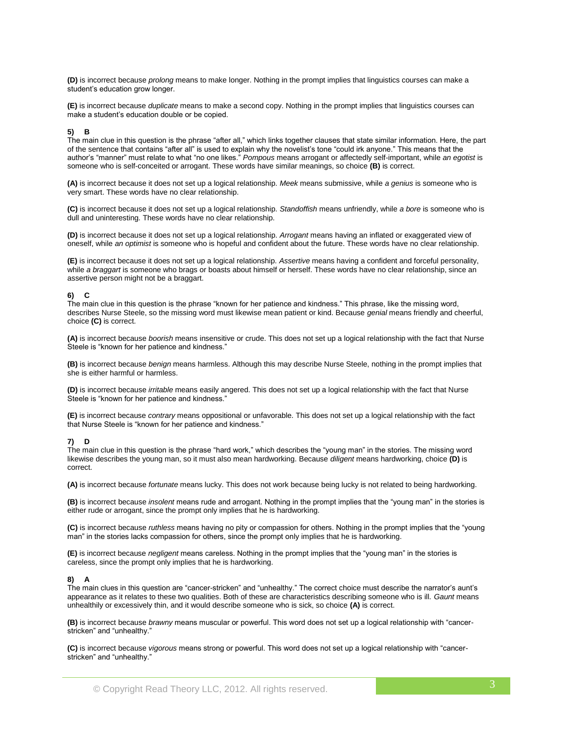**(D)** is incorrect because *prolong* means to make longer. Nothing in the prompt implies that linguistics courses can make a student's education grow longer.

**(E)** is incorrect because *duplicate* means to make a second copy. Nothing in the prompt implies that linguistics courses can make a student's education double or be copied.

**5) B**

The main clue in this question is the phrase "after all," which links together clauses that state similar information. Here, the part of the sentence that contains "after all" is used to explain why the novelist's tone "could irk anyone." This means that the author's "manner" must relate to what "no one likes." *Pompous* means arrogant or affectedly self-important, while *an egotist* is someone who is self-conceited or arrogant. These words have similar meanings, so choice **(B)** is correct.

**(A)** is incorrect because it does not set up a logical relationship. *Meek* means submissive, while *a genius* is someone who is very smart. These words have no clear relationship.

**(C)** is incorrect because it does not set up a logical relationship. *Standoffish* means unfriendly, while *a bore* is someone who is dull and uninteresting. These words have no clear relationship.

**(D)** is incorrect because it does not set up a logical relationship. *Arrogant* means having an inflated or exaggerated view of oneself, while *an optimist* is someone who is hopeful and confident about the future. These words have no clear relationship.

**(E)** is incorrect because it does not set up a logical relationship. *Assertive* means having a confident and forceful personality, while *a braggart* is someone who brags or boasts about himself or herself. These words have no clear relationship, since an assertive person might not be a braggart.

**6) C**

The main clue in this question is the phrase "known for her patience and kindness." This phrase, like the missing word, describes Nurse Steele, so the missing word must likewise mean patient or kind. Because *genial* means friendly and cheerful, choice **(C)** is correct.

**(A)** is incorrect because *boorish* means insensitive or crude. This does not set up a logical relationship with the fact that Nurse Steele is "known for her patience and kindness."

**(B)** is incorrect because *benign* means harmless. Although this may describe Nurse Steele, nothing in the prompt implies that she is either harmful or harmless.

**(D)** is incorrect because *irritable* means easily angered. This does not set up a logical relationship with the fact that Nurse Steele is "known for her patience and kindness."

**(E)** is incorrect because *contrary* means oppositional or unfavorable. This does not set up a logical relationship with the fact that Nurse Steele is "known for her patience and kindness."

**7) D**

The main clue in this question is the phrase "hard work," which describes the "young man" in the stories. The missing word likewise describes the young man, so it must also mean hardworking. Because *diligent* means hardworking, choice **(D)** is correct.

**(A)** is incorrect because *fortunate* means lucky. This does not work because being lucky is not related to being hardworking.

**(B)** is incorrect because *insolent* means rude and arrogant. Nothing in the prompt implies that the "young man" in the stories is either rude or arrogant, since the prompt only implies that he is hardworking.

**(C)** is incorrect because *ruthless* means having no pity or compassion for others. Nothing in the prompt implies that the "young man" in the stories lacks compassion for others, since the prompt only implies that he is hardworking.

**(E)** is incorrect because *negligent* means careless. Nothing in the prompt implies that the "young man" in the stories is careless, since the prompt only implies that he is hardworking.

**8) A**

The main clues in this question are "cancer-stricken" and "unhealthy." The correct choice must describe the narrator's aunt's appearance as it relates to these two qualities. Both of these are characteristics describing someone who is ill. *Gaunt* means unhealthily or excessively thin, and it would describe someone who is sick, so choice **(A)** is correct.

**(B)** is incorrect because *brawny* means muscular or powerful. This word does not set up a logical relationship with "cancer-stricken" and "unhealthy."

**(C)** is incorrect because *vigorous* means strong or powerful. This word does not set up a logical relationship with "cancer-stricken" and "unhealthy."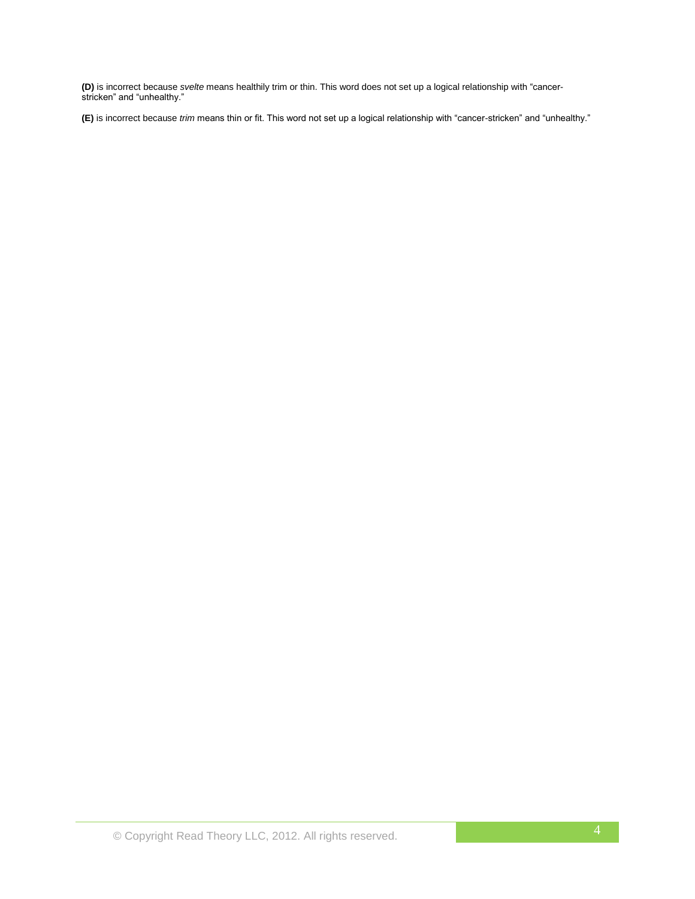**(D)** is incorrect because *svelte* means healthily trim or thin. This word does not set up a logical relationship with "cancer-stricken" and "unhealthy."

**(E)** is incorrect because *trim* means thin or fit. This word not set up a logical relationship with "cancer-stricken" and "unhealthy."

© Copyright Read Theory LLC, 2012. All rights reserved.